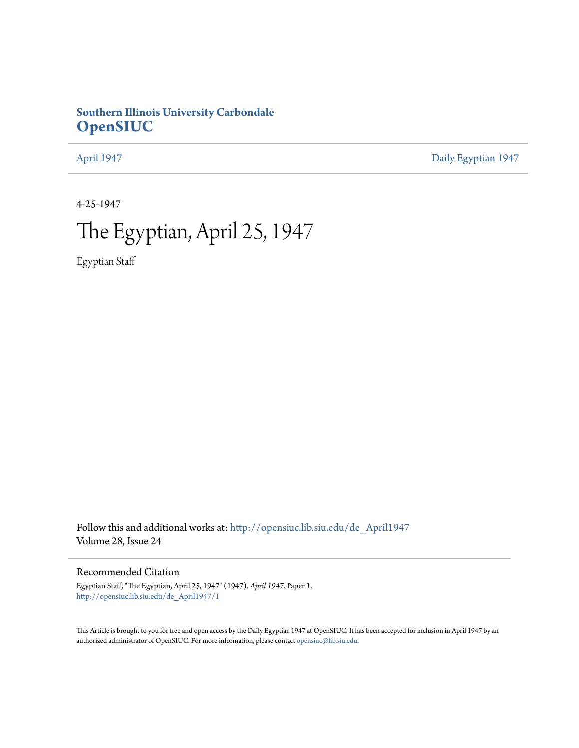**Southern Illinois University Carbondale**
**OpenSIUC**

April 1947 | Daily Egyptian 1947

4-25-1947

# The Egyptian, April 25, 1947

Egyptian Staff

Follow this and additional works at: http://opensiuc.lib.siu.edu/de_April1947
Volume 28, Issue 24

## Recommended Citation

Egyptian Staff, "The Egyptian, April 25, 1947" (1947). *April 1947*. Paper 1.
http://opensiuc.lib.siu.edu/de_April1947/1

This Article is brought to you for free and open access by the Daily Egyptian 1947 at OpenSIUC. It has been accepted for inclusion in April 1947 by an authorized administrator of OpenSIUC. For more information, please contact opensiuc@lib.siu.edu.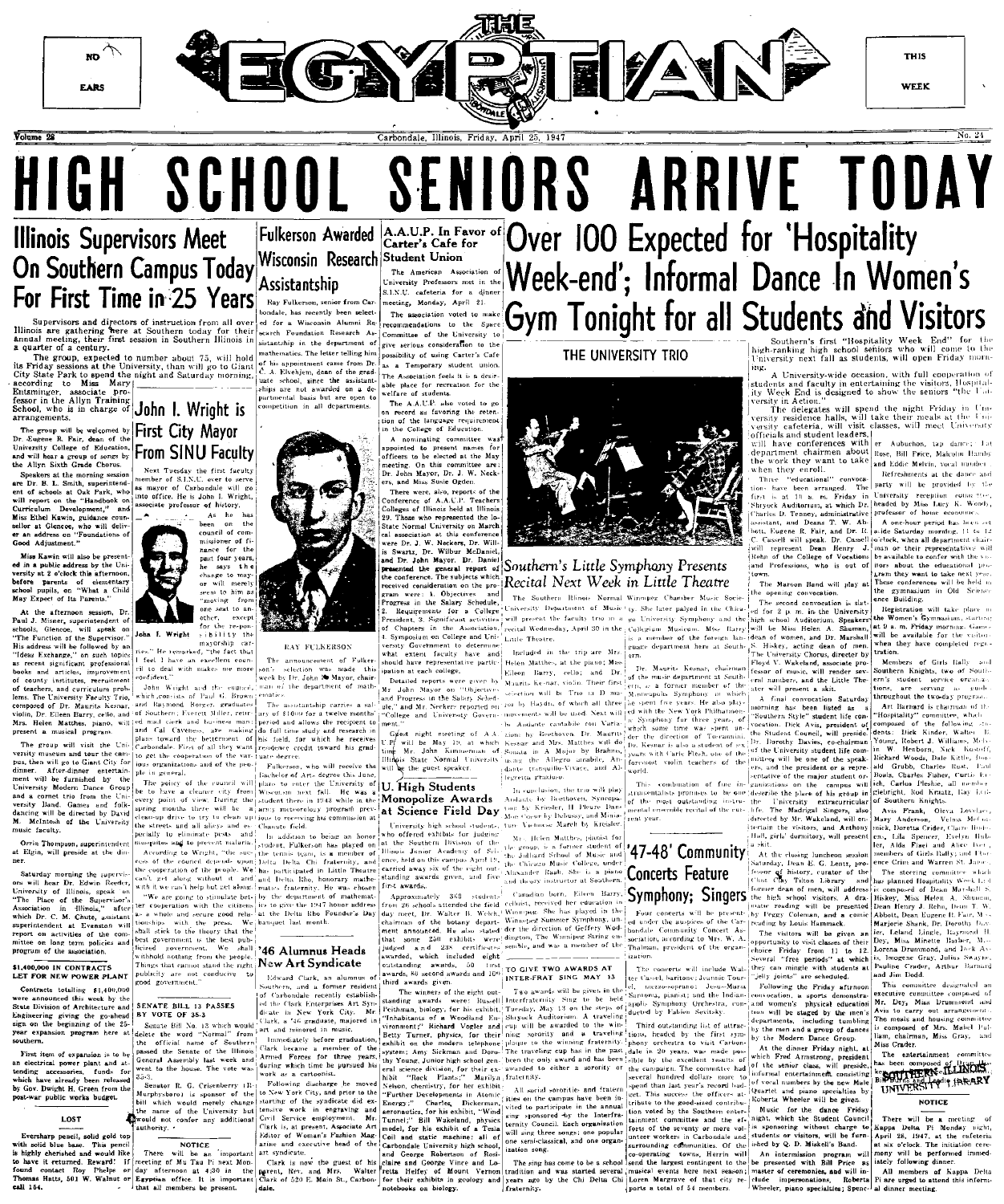# THE EGYPTIAN

NO EARS

THIS WEEK

Volume 28 — Carbondale, Illinois, Friday, April 25, 1947 — No. 21

# HIGH SCHOOL SENIORS ARRIVE TODAY

## Illinois Supervisors Meet On Southern Campus Today For First Time in 25 Years

Supervisors and directors of instruction from all over Illinois are gathering here at Southern today for their annual meeting, their first session in Southern Illinois in a quarter of a century.

The group, expected to number about 75, will hold its Friday sessions at the University, than will go to Giant City State Park to spend the night and Saturday morning, according to Miss Mary Entsminger, associate professor in the Allyn Training School, who is in charge of arrangements.

The group will be welcomed by Dr. Eugene R. Fair, dean of the University College of Education, and will hear a group of songs by the Allyn Sixth Grade Chorus.

Speakers at the morning session are Dr. B. L. Smith, superintendent of schools at Oak Park, who will report on the "Handbook on Curriculum Development," and Miss Ethel Kawin, guidance counselor at Glencoe, who will deliver an address on "Foundations of Good Adjustment."

Miss Kawin will also be presented in a public address by the University at 2 o'clock this afternoon, before parents of elementary school pupils, on "What a Child May Expect of Its Parents."

At the afternoon session, Dr. Paul J. Misner, superintendent of schools, Glencoe, will speak on "The Function of the Supervisor." His address will be followed by an "Ideas Exchange," on such topics as recent significant professional books and articles, improvement of county institutes, recruitment of teachers, and curriculum problems. The University Faculty Trio, composed of Dr. Maurits Kesnar, violin, Dr. Eileen Barry, cello, and Mrs. Helen Matthes, piano, will present a musical program.

The group will visit the University museum and tour the campus, then will go to Giant City for dinner. After-dinner entertainment will be furnished by the University Modern Dance Group and a contest trio from the University Band. Games and folkdancing will be directed by David M. McIntosh of the University music faculty.

Orrin Thompson, superintendent at Elgin, will preside at the dinner.

Saturday morning the supervisors will hear Dr. Edwin Reeder, University of Illinois, speak on "The Place of the Supervisor's Association in Illinois," after which Dr. C. M. Chute, assistant superintendent at Evanston will report on activities of the committee on teacher tenure policies and program of the association.

### $1,400,000 IN CONTRACTS LET FOR NEW POWER PLANT

Contracts totalling $1,400,000 were announced this week by the State Division of Architecture and Engineering giving the go-ahead sign on the beginning of the 25-year expansion program here at Southern.

First item of expansion is to be an electrical power plant and attending accessories, funds for which have already been released by Gov. Dwight H. Green from the post-war public works budget.

### LOST

Eversharp pencil, solid gold top with solid blue base. This pencil is highly cherished and would like to have it returned. Reward! If found contact Roy Phelps or Thomas Hatts, 501 W. Walnut or call 154.

## John I. Wright is First City Mayor From SINU Faculty

Next Tuesday the first faculty member of S.I.N.U. ever to serve as mayor of Carbondale will go into office. He is John I. Wright, associate professor of history.

John I. Wright

As he has been on the council of commissioner of finance for the past four years, he says the change to mayor will merely seem to him as "moving from one seat to another, except for the responsibility the mayorship carries." He remarked, "the fact that I feel I have an excellent council to deal with makes me more confident."

John Wright and the council, which consists of Paul G. Brown and Raymond Borger, graduates of Southern; Everett Miller, returned mail clerk and business man; and Cal Caveness, are making plans toward the betterment of Carbondale. First of all they want to get the cooperation of the various organizations and of the people in general.

The policy of the council will be to have a cleaner city from every point of view. During the spring months there will be a clean-up drive to try to clean up the streets and all alleys and especially to eliminate pests and mosquitos and to prevent malaria.

According to Wright, "the success of the council depends upon the cooperation of the people. We can't get along without it and with it we can't help but get along."

"We are going to stimulate better cooperation with the citizens as a whole and secure good relationships with the press. We shall stick to the theory that the best government is the best publicized government. We shall withhold nothing from the people. Things that cannot stand the right publicity are not conducive to good government."

### SENATE BILL 13 PASSES BY VOTE OF 35-3

Senate Bill No. 13 which would delete the word "Normal" from the official name of Southern passed the Senate of the Illinois General Assembly last week and went to the house. The vote was 35-3.

Senator R. G. Crisenberry (R-Murphysboro) is sponsor of the bill which would merely change the name of the University but would not confer any additional authority.

### NOTICE

There will be an important meeting of Mu Tau Pi next Monday afternoon at 4:30 in the Egyptian office. It is important that all members be present.

## Fulkerson Awarded Wisconsin Research Assistantship

Ray Fulkerson, senior from Carbondale, has recently been selected for a Wisconsin Alumni Research Foundation Research Assistantship in the department of mathematics. The letter telling him of his appointment came from Dr. C. A. Elvehjem, dean of the graduate school, since the assistantships are not awarded on a departmental basis but are open to competition in all departments.

RAY FULKERSON

The announcement of Fulkerson's selection was made this week by Dr. John R. Mayor, chairman of the department of mathematics.

The assistantship carries a salary of $1100 for a twelve months period and allows the recipient to do full time study and research in his field, for which he receives residence credit toward his graduate degree.

Fulkerson, who will receive the Bachelor of Arts degree this June, plans to enter the University of Wisconsin next fall. He was a student there in 1943 while in the army meteorology program previous to receiving his commission at Chanute field.

In addition to being an honor student, Fulkerson has played on the tennis team, is a member of Delta Delta Chi fraternity, and has participated in Little Theatre and Delta Rho, honorary mathematics fraternity. He was chosen by the department of mathematics to give the 1947 honor address at the Delta Rho Founder's Day banquet last month.

## '46 Alumnus Heads New Art Syndicate

Edward Clark, an alumnus of Southern, and a former resident of Carbondale recently established the Clark Enterprises Art Syndicate in New York City. Mr. Clark, a '46 graduate, majored in art and minored in music.

Immediately before graduation, Clark became a member of the Armed Forces for three years, during which time he pursued his work as a cartoonist.

Following discharge he moved to New York City, and prior to the starting of the syndicate did extensive work in engraving and Civil Service employment. Mr. Clark is, at present, Associate Art Editor of Woman's Fashion Magazine and executive head of the art syndicate.

Clark is now the guest of his parent, Rev. and Mrs. Walter Clark of 520 E. Main St., Carbondale.

## A.A.U.P. In Favor of Carter's Cafe for Student Union

The American Association of University Professors met in the S.I.N.U. cafeteria for a dinner meeting, Monday, April 21.

The association voted to make recommendations to the Space Committee of the University to give serious consideration to the possibility of using Carter's Cafe as a Temporary student union. The Association feels it is a desirable place for recreation for the welfare of students.

The A.A.U.P. also voted to go on record as favoring the retention of the language requirement in the College of Education.

A nominating committee was appointed to present names for officers to be elected at the May meeting. On this committee are: Dr. John Mayor, Dr. J. W. Neckers, and Miss Susie Ogden.

There were, also, reports of the Conference of A.A.U.P. Teachers' Colleges of Illinois held at Illinois 29. Those who represented the local chapter of the Illinois State Normal University at the annual association at this conference were Dr. J. W. Neckers, Dr. William Swartz, Dr. Wilbur McDaniel, and Dr. John Mayor. Dr. Daniel presented the general report of the conference. The subjects which received consideration on the program were: 1. Objectives and Progress in the Salary Schedule, 2. Requirements for a College President, 3. Significant activities of Chapters in the Association, 4. Symposium on College and University Government to determine what extent faculty have and should have representative participation at each college.

Detailed reports were given by Mr. John Mayor on "Objectives and Progress in the Salary Schedule," and Mr. Neckers reported on "College and University Government."

Guest night meeting of A.A.U.P. will be May 19, at which time Mr. John Zimmerman of Illinois State Normal University will be the guest speaker.

## U. High Students Monopolize Awards at Science Field Day

University high school students, who offered exhibits for judging at the Southern Division of the Illinois State Academy of Science, held on this campus April 19, carried away six of the eight outstanding awards given, and five first awards.

Approximately 368 students from 26 schools attended the field day meet, Dr. Walter B. Welch, chairman of the botany department announced. He also stated that some 250 exhibits were judged and 238 certificates awarded, which included eight outstanding awards, 50 first awards, 80 second awards and 100 third awards given.

The winners of the eight outstanding awards were: Russell Peithman, biology, for his exhibit, "Inhabitants of a Woodland Environment;" Richard Vogler and Betty Turner, physics, for their exhibit on the modern telephone system; Amy Sickman and Dorothy Young, Junior high school general science division, for their exhibit "Rock Plants;" Marilyn Nelson, chemistry, for her exhibit "Further Developments in Atomic Energy;" Charles Dickerman, aeronautics, for his exhibit, "Wind Tunnel;" Bill Wakeland, physics model, for his exhibit of a Tesla Coil and static machine; all of Carbondale University high school, and George Robertson of Rosiclaire and George Vince and Loretta Helfey of Mount Vernon for their exhibits in geology and notebooks on biology.

## Over 100 Expected for 'Hospitality Week-end'; Informal Dance In Women's Gym Tonight for all Students and Visitors

THE UNIVERSITY TRIO

### Southern's Little Symphony Presents Recital Next Week in Little Theatre

The Southern Illinois Normal University Department of Music will present the faculty trio in a recital Wednesday, April 30 in the Little Theatre.

Included in the trio are Mrs. Helen Matthes, at the piano; Miss Eileen Barry, cello; and Dr. Maurits Kesnar, violin. Their first selection will be Trio in D major by Haydn, of which all three movements will be used. Next will be Andante cantabile con Variazioni by Beethoven. Dr. Maurits Kesnar and Mrs. Matthes will do Sonata in A Major by Brahms, using the Allegro amabile, Andante tranquillo-Vivace, and Allegretto grazioso.

In conclusion, the trio will play Andante by Beethoven, Syncopation by Kreisler, Il Pleure Dans Mon Coeur by Debussy, and Miniature Viennese March by Kreisler.

Mrs. Helen Matthes, pianist for the group, is a former student of the Juilliard School of Music and the Chicago Music College, under Alexander Raab. She is a piano and theory instructor at Southern.

Canadian born, Eileen Barry, cellist, received her education in Winnipeg. She has played in the Winnipeg Summer Symphony, under the direction of Geffery Waddington, The Winnipeg String ensemble, and was a member of the Winnipeg Chamber Music Society. She later played in the Chicago University Symphony and the Collegium Musicum. Miss Barry is a member of the foreign language department here at Southern.

Dr. Maurits Kesnar, chairman of the department of music at Southern, is a former member of the Minneapolis Symphony in which he spent five years. He also played with the New York Philharmonic Symphony for three years, of which some time was spent under the direction of Toscannini. Dr. Kesnar is also a student of six years with Carle Flesch, one of the foremost violin teachers of the world.

This combination of fine instrumentalists promises to be one of the most outstanding instrumental ensemble recital of the current year.

## '47-48' Community Concerts Feature Symphony; Singers

Four concerts will be presented under the auspices of the Carbondale Community Concert Association, according to Mrs. W. A. Thalman, president of the organization.

The concerts will include Walter Cassel, baritone; Jeanne Tourel, mezzo-soprano; Jesu-Maria Sanroma, pianist; and the Indianapolis Symphony Orchestra, conducted by Fabien Sevitzky.

Third outstanding list of attractions headed by the first symphony orchestra to visit Carbondale in 20 years, was made possible by the excellent results of the campaign. The committee had several hundred dollars more to spend than last year's record budget. This success the officers attribute to the good-sized contributions voted by the entertainment committee and the efforts of the seventy or more volunteer workers in Carbondale and surrounding communities. Of the co-operating towns, Herrin will send the largest contingent to the musical events next season; reports a total of 54 members.

### TO GIVE TWO AWARDS AT INTER-FRAT SING MAY 13

Two awards will be given in the Interfraternity Sing to be held Tuesday, May 13 on the steps of Shryock Auditorium. A traveling cup will be awarded to the winning sorority and a traveling plaque to the winning fraternity. The traveling cup has in the past been the only award and has been awarded to either a sorority or fraternity.

All social sororities and fraternities on the campus have been invited to participate in the annual sing sponsored by the Interfraternity Council. Each organization will sing three songs; one popular one semi-classical, and one organization song.

The sing has come to be a school tradition and was started several years ago by the Chi Delta Chi fraternity.

Southern's first "Hospitality Week End" for the high-ranking high school seniors who will come to the University next fall as students, will open Friday morning.

A University-wide occasion, with full cooperation of students and faculty in entertaining the visitors, Hospitality Week End is designed to show the seniors "the University in Action."

The delegates will spend the night Friday in University residence halls, will take their meals at the University cafeteria, will visit classes, will meet University officials and student leaders, will have conferences with department chairmen about the work they want to take when they enroll.

Three "educational" convocations have been arranged. The first is at 10 a. m. Friday in Shryock Auditorium, at which Dr. Charles D. Tenney, administrative assistant, and Deans T. W. Abbott, Eugene R. Fair, and Dr. E. C. Cassell will speak. Dr. Cassell will represent Dean Henry J. Rehn of the College of Vocations and Professions, who is out of town.

The Maroon Band will play at the opening convocation.

The second convocation is slated for 2 p. m. in the University high school Auditorium. Speakers will be Miss Helen A. Shuman, dean of women, and Dr. Marshall S. Hiskey, acting dean of men. The University Chorus, directed by Floyd V. Wakeland, associate professor of music, will render several numbers, and the Little Theater will present a skit.

A final convocation Saturday morning has been listed as a "Southern Style" student life convocation. Dick Avis, president of the Student Council, will preside. Dr. Dorothy Davies, co-chairman of the University student life committee will be one of the speakers, and the president or a representative of the major student organizations on the campus will describe the place of his group in the University extracurricular life. The Madrigal Singers, also directed by Mr. Wakeland, will entertain the visitors, and Anthony Hall, girls' dormitory, will present a skit.

At the closing luncheon session Saturday, Dean E. G. Lentz, professor of history, curator of the Clint Clay Tilton Library and former dean of men, will address the high school visitors. A dramatic reading will be presented by Peggy Coleman, and a comic reading by Louis Hammack.

The visitors will be given an opportunity to visit classes of their choice Friday from 11 to 12. Several "free periods" at which they can mingle with students at will are scheduled.

Following the Friday afternoon convocation, a sports demonstration and women's physical education will be staged by the men's departments, including tumbling by the men and a group of dances by the Modern Dance Group.

At the dinner Friday night, at which Fred Armstrong, president of the senior class, will preside, informal entertainment consisting of vocal numbers by the new Mule Quartet and piano specialties by Roberta Wheeler will be given.

Music for the dance Friday night, which the Student Council is sponsoring without charge to students or visitors, will be furnished by Q. D. Mickell's Band.

An intermission program will be presented with Bill Price as master of ceremonies, and will include impersonations, Roberta Wheeler, piano specialties; Spencer Aubuchon, tap dance; Pat Rose, Bill Price, Malcolm Hardy and Eddie Melvin, vocal number.

Refreshments at the dance and party will be provided by the University reception committee, headed by Miss Lucy K. Woody, professor of home economics.

A one-hour period has been set aside Saturday morning, 11 to 12 o'clock, when all department chairman or their representatives will be available to confer with the visitors about the educational program they want to take next year. These conferences will be held in the gymnasium in Old Science Building.

Registration will take place in the Women's Gymnasium, starting at 9 a. m. Friday morning. Guides will be available for the visitors when they have completed registration.

Members of Girls Rally and Southern Knights, two of Southern's student service organizations, are serving as guides throughout the two-day program.

Art Barnard is chairman of the "Hospitality" committee, which is composed of the following students: Dick Kinder, Walter E. Young, Robert J. Williams, Melvin Henborn, Nick Kostoff, Richard Woods, Dale Kittle, Donald Grubb, Charles Rust, Paul Boals, Charles Fisher, Curtis Erich, Carlos Pleshe, all members of Southern Knights.

Avis Frank, Oleva Loveless, Mary Anderson, Velma McCormick, Doretta Crider, Claire Hinderer, Lila Spencer, Evelyn Hubler, Alda Fiael and Alice Frey, members of Girls Rally; and Florence Crim and Warren St. James.

The steering committee which has planned Hospitality Week End is composed of Dean Marshall S. Hiskey, Miss Helen A. Shuman, Dean Henry J. Rehn, Dean T. W. Abbott, Dean Eugene R. Fair, Miss Marjorie Shank, Dr. Dorothy Davies, Leland Lingle, Raymond H. Dey, Miss Minette Barber, Miss Lorena Drummond, and Dick Avis, Imogene Gray, Julius Swayne, Pauline Crader, Arthur Barnard and Jim Dodd.

This committee designated an executive committee composed of Mr. Dey, Miss Drummond and Avis to carry out arrangements. The meals and housing committee is composed of Mrs. Mabel Pulliam, chairman, Miss Gray, and Miss Crader.

The entertainment committee has been composed of Bill Burris and Leslie Leary.

SOUTHERN ILLINOIS UNIVERSITY LIBRARY

### NOTICE

There will be a meeting of Kappa Delta Pi Monday night, April 28, 1947, at the cafeteria at six o'clock. The initiation ceremony will be performed immediately following dinner.

All members of Kappa Delta Pi are urged to attend this informal dinner meeting.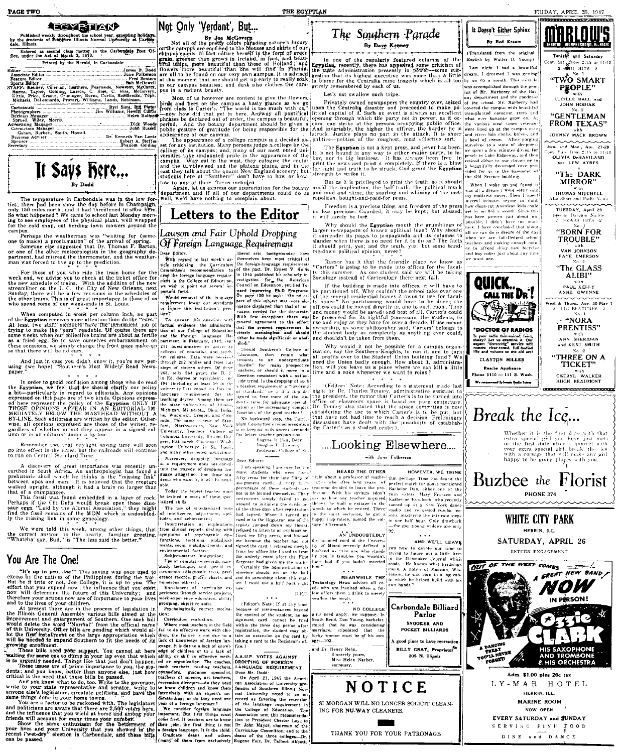# EGYPTIAN

Published weekly throughout the school year, excepting holidays, by the students of Southern Illinois Normal University at Carbondale, Illinois.

Entered as second class matter in the Carbondale Post Office, under the Act of March 3, 1879.

Printed by the Herald, in Carbondale

Editor ... James B. Dodd
Associate Editor ... June Fulkerson
Feature Editor ... Fred Senters
Sports Editor ... Bob McDowell
STAFF: Kenney, Coleman, Leathers, Fearnside, Newsom, McCarty, Harris, Taylor, Golding, Larson, C. Hise, C. Hise, McGovern, Kittle, Price, Kraatz, Crisinger, Burns, Curtis, Roddenbush, Tope, Michaels, DeLeonardo, Provart, Williams, Lando, Robinson.
Cartoonists ... Byrl Sims, Bill Pfister
Photographers ... Jim Williams, Hewitt Curtis
Business Manager ... Helen Holmes
Spruell, Wiley, Morris.
Advertising Manager ... Dick Woods
Circulation Manager ... John Russell
Gaben, Burkett, Smith, Howell.
Business Adviser ... Dr. Kenneth Van Lente
Sponsor ... Robert A. Steffes
Secretary ... Frances Golding

# It Says Here...

By Dodd

The temperature in Carbondale was in the low forties; there had been snow the day before in Champaign, only 150 miles north; and it had threatened to snow here. So what happened? We came to school last Monday morning to see employees of the physical plant, well wrapped for the cold snap, out herding lawn mowers around the campus.

Perhaps the weatherman was "waiting for (someone to make) a proclamation" of the arrival of spring.

Someone else suggested that Dr. Thomas F. Barton, or one of the other meteorologists in the geography department, had misread the thermometer, and the weatherman was forced to live up to the prediction.

\* \* \*

For those of you who ride the train home for the week end, we advise you to check at the ticket office for the new schedule of trains. With the addition of the new streamliner on the I. C., the City of New Orleans, next Sunday, there will be a few revisions in the schedules of the other trains. This is of great importance to those of us who spend some of our week-ends in St. Louis.

\* \* \*

When computed in work per column inch, no part of the Egyptian receives more attention than do the "ears." At least two staff members have the permanent job of trying to make the "ears" readable. Of course there are some weeks when our collective brains are about as fertile as a fried egg. So to save ourselves embarrassment on these occasions, we simply change the front page make-up so that there will be no ears.

\* \* \*

And just in case you didn't know it, you're now perusing (we hope) "Southern's Most Widely Read Newspaper."

\* \* \*

In order to avoid confusion among those who do read the Egyptian, we feel that we should clarify our policy a bit—particularly in regard to editorials. Any opinions expressed on this page are of two kinds. Opinions expressed here represent the policy of the Egyptian ONLY IF THOSE OPINIONS APPEAR IN AN EDITORIAL IMMEDIATELY BELOW THE MASTHEAD WITHOUT A BY-LINE. Such editorials are written by the editor. Otherwise, all opinions expressed are those of the writer, regardless of whether or not they appear in a signed column or in an editorial under a by-line.

\* \* \*

Remember too, that daylight saving time will soon go into effect in the cities, but the railroads will continue to run on Central Standard Time.

\* \* \*

A discovery of great importance was recently unearthed in South Africa. An anthropologist has found a prehistoric skull which he thinks is the "missing link" between apes and man. It is believed that the creature walked upright, although it had a brain no larger than that of a chimpanzee.

This fossil was found embedded in a layer of rock. Perhaps if the Chi Delts would break open those dinosaur eggs, "Laid by the Alumni Association," they might find the fossil remains of the MOM which is undoubtedly the missing link in some geneology.

\* \* \*

We were told this week, among other things, that the correct answer to the hearty, familiar greeting, "Whatcha' say, Bud," is "The less said the better."

## You Are The One!

"It's up to you, Joe!" This saying was once used to excess by the natives of the Philippines during the war. But be it trite or not, Joe College, it is up to you. The effort that you expend now; the influence that you exert now will determine the future of this University; and therefore your actions now are of importance to your lives and to the lives of your children.

At present there are in the process of legislation in the Illinois General Assembly various bills aimed at the improvement and enlargement of Southern. One such bill would delete the word "Normal" from the official name of this University. Other bills are pending which would allot the first installment on the large appropriation which will be needed to expand Southern to fit the needs of its growing enrollment.

These bills need your support. You cannot sit here waiting for some one to dump in your lap even that which is so urgently needed. Things like that just don't happen. These issues are of prime importance to you, the students; and you know, better than anyone else, just how critical is the need that these bills be passed.

And you know what to do, too. Write to the governor, write to your state representative and senator, write to anyone else's legislators, circulate petitions, and have the same things done in your home towns.

You are a factor to be reckoned with. The legislators and politicians are aware that there are 2,500 voters here, and the influence that you wield at home and among your friends will account for many times your number.

Show the same enthusiasm for the betterment of your lives and your University that you showed in the recent "wet-dry" election in Carbondale, and these bills can be passed.

## Not Only 'Verdant', But...

By Joe McGovern

Not all of the pretty colors parading nature's luxury on the campus are confined to the blouses and skirts of our campus co-eds. In fact nature herself in the form of green grass, greener than grows in Ireland, in fact, and beautiful tulips, more beautiful than those of Holland; and flowers more beautiful than one will find in Florida, are all to be found on our very own campus. It is advised at this moment that one should get up early to really soak in our campus beauties; and dusk also clothes the campus in a radiant beauty.

Most of us however are content to give the flowers, birds and bees on the campus a hasty glance as we go from class to Carter's. "The world is too much with us," —now how did that get in here. Anyway all pontifical phrases be declared out of order, the campus is beautiful, period. And the botany department should be given a public gesture of gratitude for being responsible for the appearance of our campus.

The appearance of a college campus is a decided asset for any institution. Many persons judge a college by the caliber of its campus; and, many of our most noted universities take undaunted pride in the appearance of the campus. Way out in the west, they eulogize the cactus and the tumbleweed and the plateau plains, and in the east they talk about the quaint New England scenery; but students here at "Southern" don't have to bow or kowtow to any of them. Texas included.

Again, let us express our appreciation for the botany department and if all of our departments could do as well, we'd have nothing to complain about.

# Letters to the Editor

## Lawson and Fair Uphold Dropping Of Foreign Language Requirement

Dear Editor,

With regard to last week's article criticizing the Curriculum Committee's recommendation to drop the foreign language requirement in the College of Education, we wish to point out several important facts.

Would removal of the language requirement lower our standards or injure this institution's prestige?

To answer this question with factual evidence, the administration of our College of Education and the Foreign Language Department, in February, 1947, sent 271 questionnaires to university colleges of education and teachers' colleges. Data were received through 252 replies and from catalogs of sixteen others. Of these 268, only 254 grant the B. S. in Ed. degree or equivalent; of 194 (including at least 50 in the university lists) report no foreign language requirement for the teaching degree. Among them are the state universities of Illinois, Michigan, Minnesota, Ohio, Indiana, Wisconsin, Oregon, and Colorado. The same is true of Stanford, Northwestern, New York University, Teachers College of Columbia University, Boston, Rutgers, Pittsburgh, Cincinnati, Washington University in St. Louis, and many other noted institutions.

Moreover, dropping language as a requirement does not constitute the tragedy of dropping language altogether. For those students who want it, it will be available.

Today the expert teacher must be trained in many of these specialized skills:

The use of standardized tests of intelligence, adjustment, aptitudes, and achievement;

Interpretation of implications from clinical reports dealing with symptoms of psychogenic dysfunctions, emotional maladjustments, social maladjustments, and environmental factors;

Subject-matter integration;

Use of cumulative records, case-study technique, and special instruments (diagnostic tests, preference records, profile charts, and numerous others);

Enrichment of curricular experiences through service projects, work-experience education, ability grouping, objective aids;

Psychologically correct motivation;

Curriculum evaluation.

Where most teachers in the field fail to do effective work with children, the failure is not due to a lack of knowledge of foreign language. It is due to a lack of knowledge of children or to a lack of ability or skill in effective methods or organization. The coaches, math teachers, reading teachers, counselors, guidance specialist, teachers of science, art teachers, recreation directors—do they need to know children and know them intensively with an expert's understanding; or do they need one year of a foreign language?

We consider foreign language important. But first things must come first. If teachers are to know their jobs, the first thing is not a foreign language. It is the child.

Graduate deans and others (many of them from exclusively liberal arts backgrounds) have themselves been most critical of the foreign-language requirements of the past. Dr. Ernest V. Hollis in 1945 published his scholarly investigation for the American Council on Education, entitled Toward Improving Ph.D. Programs. On page 130 he says: "On no aspect of this subject was more eloquence displayed than that of languages needed for the doctorate. With few exceptions there was general agreement to the effect that the present requirement is utterly meaningless and should either be made significant or abolished."

Should Southern's College of Education, then retain what amounts to an undergraduate "hurdle" for many prospective teachers, or should it move in a direction consistent with a nation-wide trend. Is the dropping of such a blanket requirement a "lowering of standards" or is it a step designed to free more of the student's time for adequate specialization in the increasingly complex functions of the good teacher?

No backward step, the Curriculum Committee's recommendation is in keeping with urgent demands for better teacher preparation.

Eugene R. Fair, Dean
Douglas E. Lawson,
Professor, College of Ed.

Dear Editor:

I am speaking I am sure for the many students who were faced fifty cents for their late filing of assignment cards. A very large percentage of these students are not to be blamed themselves. Their instructors simply failed to get around to initialing the cards until the three days after registration had lapsed. When I turned my card in to the Registrar, one of the typists jumped down my throat, refused to listen to an explanation, fined me fifty cents, and blamed me because the teacher had not signed the card. I retreated meekly from her office like I used to from the orderly room after the First Sergeant had given me the works.

Certainly the administration or someone should get on the ball and do something about this matter. I could use a half buck right now.

D.E.U.

(Editor's Note: If at any time, because of circumstances beyond the control of the student, an assignment card cannot be filed within the three day period after registration, the student may obtain an extension on the card by taking a card to the Registrar's office.)

## A.A.U.P. VOTES AGAINST DROPPING OF FOREIGN LANGUAGE REQUIREMENT

Dear Mr. Dodd:

On April 21, 1947 the American Association of University professors of Southern Illinois Normal University voted to go on record as favoring the retention of the language requirement in the College of Education. The Association sent this recommendation to President Chester Lay, to Dr. John Mayor, chairman of the Curriculum Committee; and to the deans of the three colleges—Dr. Eugene Fair, Dr. Talbert Abbott, and Dr. Henry Rehn.

Sincerely yours,
Miss Helen Narber,
secretary.

# The Southern Parade

By Dave Kenney

In one of the regularly featured columns of the Egyptian, recently, there has appeared some criticism of the state administration presently in power—some suggestion that its highest executive was more than a little to blame for the Centralia mine tragedy which is all too grimly remembered by each of us.

Let's not swallow such tripe.

Privately owned newspapers the country over, seized upon the Centralia disaster and proceeded to make political capital of it. Such an event is always an excellent opening through which the party not in power, as it occurs, can strike at the persons occupying public office. And invariably, the higher the officer, the harder he is struck. Justice plays no part in the attack. It is sheer politics—politics of the roughest, most effective sort.

The Egyptian is not a kept press, and never has been. It is not bound in any way to either major party, to labor, nor to big business. It has always been free to print the news and print it completely. If there is a blow for right and truth to be struck, God grant the Egyptian strength to strike it.

But as it is privileged to print the truth, so it should avoid the implication, the half-truth, the political muck and mud and slime, the snarling and whining of the metropolitan, bought-and-paid-for press.

Freedom is a precious thing, and freedom of the press no less precious. Guarded, it may be kept; but abused, it will surely be lost.

Why should the Egyptian mouth the grumblings of larger newspapers of known political bias? Why should it surrender its pages to propaganda and its columns to slander when there is no need for it to do so? The facts it should print, yes; and the truth, yes; but some hand-me-down political opinion, never!

\* \* \*

Rumor has it that the friendly place we know as "Carters" is going to be made into offices for the faculty this summer. As one student said we will be taking Sociology instead of Carterology there next fall.

If the building is made into offices, it will have to be partitioned off. Why couldn't the school take over one of the several residential homes it owns to use for faculty space? No partitioning would have to be done; the offices could be moved directly in, one to each room. Time and money would be saved; and best of all, Carter's could be preserved for its rightful possessors, the students, to use and enjoy as they have for over a decade. If use means ownership, as some philosopher said, Carters' belongs to the student body as completely as anything ever could, and shouldn't be taken from them.

Why would it not be possible for a campus organization, say the Southern Knights, to run it, and to turn all profits over to the Student Union building fund? We need the Union badly enough. How about it, administration, will you leave us a place where we can kill a little time and a coke whenever we want to relax?

\* \* \*

(Editors' Note: According to a statement made last night by Dr. Charles Tenney, administrative assistant to the president, the rumor that Carter's is to be turned into office or classroom space is based on pure conjecture. Dr. Tenney also stated that the space committee is now considering the use to which Carter's is to be put, but that have not had time to reach a decision. Preliminary discussions have dealt with the possibility of establishing Carter's as a student center).

# ....Looking Elsewhere....

with June Fulkerson

**HEARD THE OTHER**

night about a professor of mathematics who after long years of teaching decided to leave the profession. With his savings (don't ask us how any teacher acquires those), he built a cottage in the woods to which he retired. There in the quiet seclusion, he got a happy inspiration, named the cottage "Aftermath."

**HOWEVER, WE THINK**

that perhaps Time has found the perfect match for above mentioned Bachelor Dan, either one of the twin sisters, Mary Franzen and Katherine Bruchoch, who recently turned up at a New York dance studio and requested rumba lessons, mastering the intricate steps in one half hour. Only drawback—the gay young widows are only 92.

\* \* \*

**AN UNDOUBTEDLY**

disillusioned coed at the University of Miami recently defined a husband as "the one who stands by you in troubles you wouldn't have had if you hadn't married him."

\* \* \*

**MEANWHILE THE**

Technology News advises all coeds who are insulted when a fellow offers them a drink to merely swallow the insult.

\* \* \*

**NO COLLEGE**

girls need apply, we suppose. In South Bend, Dan Young, bachelor, stated that he was considering marriage, stipulated that the lucky woman must be of his own age—103.

**AND WE'LL LEAVE**

you now to devote our time to trying to figure out a little item in the Milwaukee Journal which reads, "He knows what hardships mean. A native of Madison, Wisconsin, he was born in a log cabin which he helped build with his own hands."

**Carbondale Billiard Parlor**

SNOOKER AND POCKET BILLIARDS

A good place to have recreation

BILLY GRAY, Proprietor
205 N. Illinois

# NOTICE

SI MORGAN WILL NO LONGER SOLICIT CLEANING FOR NU-WAY CLEANERS.

THANK YOU FOR YOUR PATRONAGE

## It Doesn't Either Sphinx

By Rod Kraatz

(Translated from the original English by Walter B. Young)

Last night I had a beautiful dream, I dreamed I was getting by on 65 a month. This miracle was accomplished through the genius of Mr. Marberry of the Botany department and the goodness of the school. Mr. Marberry had covered the campus with beautiful transplanted coconut trees and what ever bananas grow on. At the various meal times veterans were lined up at the campus gate and given loin cloths, knives, and a bowl of cream. After gorging ourselves to a state of sleepiness we spent a few minutes diving for pearls in Lake Ridgeway, and then retired either to our classes or to a beautifully decorated cave provided for us in the basement of the Old Science building.

When I woke up and found it was all a dream I wept softly into my mattress cover. Then I spent several minutes trying to think how clean-cut American kids could get by on $65 a month. Since this has been proven just about impossible, I didn't have too much luck. I have concluded that about all we can do is dream of the day when we are full-fledged school teachers and making enough money to afford shiny new bicycles and buy cokes just about any time we want one.

**QUICK... CALL THE DR.!**

"DOCTOR OF RADIOS"

Is your radio thin-voiced, faint, shaky? Let us examine it. Our expert "doctoring" service will restore clear-toned, full-bodied life and volume to the old set!

CLAYTON MILLER
Rushe Appliance
Phone 1110 — 111 S. Wash.

We recommend Sylvania Radio Tubes

# MARLOW'S

THEATRE - MURPHYSBORO, ILL.

Tonight and Saturday
Cont. Sat. from 2:15 to 11:15
2—BIG HITS—2
No. 1
"TWO SMART PEOPLE"
with
LUCILLE BALL and JOHN HODIAK
No. 2
"GENTLEMAN FROM TEXAS"
with
JOHNNY MACK BROWN

Sun. and Mon., Apr. 27-28
Cont. Sun. from 2:15 to 11:15
OLIVIA DeHAVILAND and LEW AYRES
in
"The DARK MIRROR"
with
THOMAS MITCHELL
Also Short and Pathe News

TUESDAY, April 29
Special Bargain Night
2 SMASH HITS 2
No. 1
"BORN FOR TROUBLE"
with
VAN JOHNSON
FAYE EMERSON
No. 2
"The GLASS ALIBI"
with
PAUL KELLY
ANNE GWYNNE

Wed. & Thurs., Apr. 30-May 1
2 BIG FEATURES 2
No. 1
"NORA PRENTISS"
with
ANN SHERIDAN and KENT SMITH
No. 2
"THREE ON A TICKET"
with
CHERYL WALKER
HUGH BEAUMONT

# Break the Ice...

Whether it is the first date with that extra special girl you have just met; or the first date after a quarrel with your extra special girl, break the ice with a corsage that will make any girl happy to be going places with you.

# Buzbee the Florist

PHONE 374

## WHITE CITY PARK

HERRIN, ILL.

SATURDAY, APRIL 26

RETURN ENGAGEMENT

OUT OF THE WEST COMES A GREAT NEW BAND!

NOW IN PERSON!

Ozzie Clark

HIS SAXOPHONE AND TROMBONE & HIS ORCHESTRA

A DANCING TREAT YOU'LL NEVER FORGET!

Adm. $1.00 plus 20c tax

LY-MAR HOTEL

HERRIN, ILL.

MARINE ROOM

NOW OPEN

EVERY SATURDAY and SUNDAY

SERVING FINE FOOD

DINE and DANCE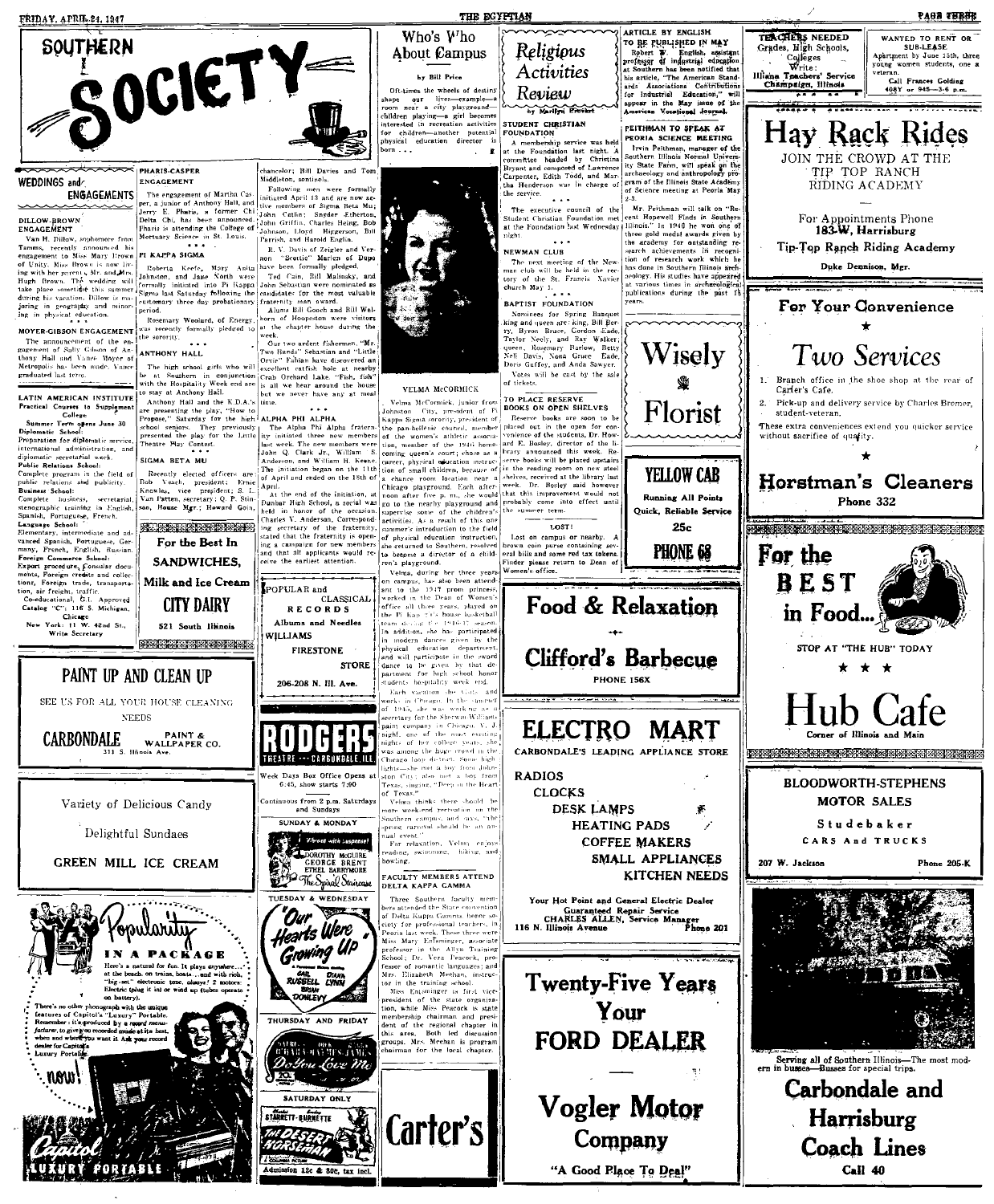# SOUTHERN SOCIETY

## WEDDINGS and ENGAGEMENTS

### DILLOW-BROWN ENGAGEMENT

Van H. Dillow, sophomore from Tamms, recently announced his engagement to Miss Mary Brown of Unity. Miss Brown is now living with her parents, Mr. and Mrs. Hugh Brown. The wedding will take place sometime this summer during his vacation. Dillow is majoring in geography and minoring in physical education.

\* \* \*

### MOYER-GIBSON ENGAGEMENT

The announcement of the engagement of Sally Gibson of Anthony Hall and Vance Moyer of Metropolis has been made. Vance graduated last term.

### PHARIS-CASPER ENGAGEMENT

The engagement of Martha Casper, a junior of Anthony Hall, and Jerry E. Pharis, a former Chi Delta Chi, has been announced. Pharis is attending the College of Mortuary Science in St. Louis.

\* \* \*

### PI KAPPA SIGMA

Roberta Keefe, Mary Anita Johnston, and Jane North were formally initiated into Pi Kappa Sigma last Saturday following the customary three day probationary period.

Rosemary Woolard, of Energy, was recently formally pledged to the sorority.

\* \* \*

### ANTHONY HALL

The high school girls who will be at Southern in conjunction with the Hospitality Week end are to stay at Anthony Hall.

Anthony Hall and the K.D.A.'s are presenting the play, "How to Propose," Saturday for the high school seniors. They previously presented the play for the Little Theatre Play Contest.

\* \* \*

### SIGMA BETA MU

Recently elected officers are: Bob Veach, president; Ernie Knowles, vice president; S. L. Van Patten, secretary; Q. P. Stinson, House Mgr.; Howard Goin, chancelor; Bill Davies and Tom Middleton, sentinels.

Following men were formally initiated April 13 and are now active members of Sigma Beta Mu; John Catlin; Snyder Etherton, John Griffin, Charles Heinz, Bob Johnson, Lloyd Higgerson, Bill Parrish, and Harold Englin.

R. V. Davis of Zeigler and Vernon "Scottie" Marlen of Duquoin have been formally pledged.

Ted Cain, Bill Malinsky, and John Sebastian were nominated as candidates for the most valuable fraternity man award.

Alums Bill Gooch and Bill Welborn of Hoopeston were visitors at the chapter house during the week.

Our two ardent fishermen, "Mr. Two Hands" Sebastian and "Little Orvil" Fabian have discovered an excellent catfish hole at nearby Crab Orchard Lake. "Fish, fish" is all we hear around the house but we never have any at meal time.

\* \* \*

### ALPHA PHI ALPHA

The Alpha Phi Alpha fraternity initiated three new members last week. The new members were John Q. Clark Jr., William S. Anderson, and William H. Keene. The initiation began on the 11th of April and ended on the 18th of April.

At the end of the initiation, at Dunbar High School, a social was held in honor of the occasion. Charles V. Anderson, Corresponding secretary of the fraternity, stated that the fraternity is opening a campaign for new members and that all applicants would receive the earliest attention.

---

**LATIN AMERICAN INSTITUTE**
Practical Courses to Supplement College

Summer Term opens June 30
**Diplomatic School:** Preparation for diplomatic service, international administration, and diplomatic secretarial work.
**Public Relations School:** Complete program in the field of public relations and publicity.
**Business School:** Complete business, secretarial, stenographic training in English, Spanish, Portuguese, French.
**Language School:** Elementary, intermediate and advanced Spanish, Portuguese, German, French, English, Russian.
**Foreign Commerce School:** Export procedure, Consular documents, Foreign credits and collections, Foreign trade, transportation, air freight, traffic.
Co-educational, G.I. Approved
Catalog "C": 116 S. Michigan, Chicago
New York: 11 W. 42nd St.,
Write Secretary

---

**For the Best In SANDWICHES, Milk and Ice Cream**
**CITY DAIRY**
521 South Illinois

---

**PAINT UP AND CLEAN UP**
SEE US FOR ALL YOUR HOUSE CLEANING NEEDS
**CARBONDALE PAINT & WALLPAPER CO.**
311 S. Illinois Ave.

---

Variety of Delicious Candy
Delightful Sundaes
**GREEN MILL ICE CREAM**

---

**Popularity IN A PACKAGE**
Here's a natural for fun. It plays anywhere... at the beach, on trains, boats... and with rich, "big-set" electronic tone, always! 2 motors: Electric (plug it in) or wind up (tubes operate on battery).
There's no other phonograph with the unique features of Capitol's "Luxury" Portable. Remember — it's produced by a record manufacturer, to give recorded music at its best, when and where you want it. Ask your record dealer for Capitol's Luxury Portable.
now!
**Capitol LUXURY PORTABLE**

---

## Who's Who About Campus

*by Bill Price*

Oft-times the wheels of destiny shape our lives—example—a room near a city playground—children playing—a girl becomes interested in recreation activities for children—another potential physical education director is born . . .

VELMA McCORMICK

Velma McCormick, junior from Johnston City, president of Pi Kappa Sigma sorority, president of the pan-hellenic council, member of the women's athletic association, member of the 1946 homecoming queen's court; chose as a career, physical education instructor of small children, because of a chance room location near a Chicago playground. Each afternoon after five p.m., she would go to the nearby playground and supervise some of the children's activities. As a result of this one summer's introduction to the field of physical education instruction, she returned to Southern, resolved to become a director of a children's playground.

Velma, during her three years on campus, has also been attendant to the 1947 prom princess, worked in the Dean of Women's office all three years, played on the Pi Kap's house basketball team during the 1946-47 season. In addition, she has participated in modern dances given by the physical education department, and will participate in the sword dance to be given by that department for high school honor students hospitality week end.

Each vacation she visits and works in Chicago. In the summer of 1945, she was working as a secretary for the Sherwin Williams paint company in Chicago. V. J. night, one of the most exciting nights of her college years, she was among the huge crowd in the Chicago loop district. Some highlights—she met a boy from Johnston City; also met a boy from Texas, singing, "Deep in the Heart of Texas."

Velma thinks there should be more week-end recreation on the Southern campus, and says, "The spring carnival should be an annual event."

For relaxation, Velma enjoys reading, swimming, hiking, and bowling.

---

**POPULAR and CLASSICAL RECORDS**
Albums and Needles
**WILLIAMS FIRESTONE STORE**
206-208 N. Ill. Ave.

---

**RODGERS THEATRE — CARBONDALE, ILL.**

Week Days Box Office Opens at 6:45, show starts 7:00

Continuous from 2 p.m. Saturdays and Sundays

SUNDAY & MONDAY
Dorothy McGuire, George Brent, Ethel Barrymore
*The Spiral Staircase*

TUESDAY & WEDNESDAY
*Our Hearts Were Growing Up*
Gail Russell, Diana Lynn, Brian Donlevy

THURSDAY AND FRIDAY
*Do You Love Me*

SATURDAY ONLY
Starrett - Burnette
*The Desert Horseman*

Admission 12c & 30c, tax incl.

---

## Religious Activities Review

*by Marilyn Ewert*

### STUDENT CHRISTIAN FOUNDATION

A membership service was held at the Foundation last night. A committee headed by Christina Bryant and composed of Lawrence Carpenter, Edith Todd, and Martha Henderson was in charge of the service.

\* \* \*

The executive council of the Student Christian Foundation met at the Foundation last Wednesday night.

\* \* \*

### NEWMAN CLUB

The next meeting of the Newman club will be held in the rectory of the St. Francis Xavier church May 1.

\* \* \*

### BAPTIST FOUNDATION

Nominees for Spring Banquet king and queen are: king, Bill Berry, Byron Bruce, Gordon Eade, Taylor Neely, and Ray Walker; queen, Rosemary Barlow, Betty Nell Davis, Nona Grace Eade, Doris Guffey, and Anda Sawyer.

Votes will be cast by the sale of tickets.

### TO PLACE RESERVE BOOKS ON OPEN SHELVES

Reserve books are soon to be placed out in the open for convenience of the students, Dr. Howard E. Bosley, director of the library announced this week. Reserve books will be placed upstairs in the reading room on new steel shelves, received at the library last week. Dr. Bosley said however that this improvement would not probably come into effect until the summer term.

### LOST!

Lost on campus or nearby. A brown coin purse containing several bills and some red tax tokens. Finder please return to Dean of Women's office.

### FACULTY MEMBERS ATTEND DELTA KAPPA GAMMA

Three Southern faculty members attended the State convention of Delta Kappa Gamma, honor society for professional teachers, in Peoria last week. These three were Miss Mary Entsminger, associate professor in the Allyn Training School; Dr. Vera Peacock, professor of romantic languages; and Mrs. Elizabeth Meehan, instructor in the training school.

Miss Entsminger is first vice-president of the state organization, while Miss Peacock is state membership chairman and president of the regional chapter in this area. Both led discussion groups. Mrs. Meehan is program chairman for the local chapter.

---

**Carter's**

---

### ARTICLE BY ENGLISH TO BE PUBLISHED IN MAY

Robert W. English, assistant professor of industrial education at Southern has been notified that his article, "The American Standards Associations Contributions for Industrial Education," will appear in the May issue of the American Vocational Journal.

### PEITHMAN TO SPEAK AT PEORIA SCIENCE MEETING

Irvin Peithman, manager of the Southern Illinois Normal University State Farm, will speak on the archaeology and anthropology program of the Illinois State Academy of Science meeting at Peoria May 2-3.

Mr. Peithman will talk on "Recent Hopewell Finds in Southern Illinois." In 1940 he won one of three gold medal awards given by the academy for outstanding research achievements in recognition of research work which he has done in Southern Illinois archaeology. His studies have appeared at various times in archaeological publications during the past 15 years.

---

**Wisely Florist**

---

**YELLOW CAB**
Running All Points
Quick, Reliable Service
**25c**
**PHONE 68**

---

**Food & Relaxation**
**Clifford's Barbecue**
PHONE 156X

---

**ELECTRO MART**
CARBONDALE'S LEADING APPLIANCE STORE

RADIOS
CLOCKS
DESK LAMPS
HEATING PADS
COFFEE MAKERS
SMALL APPLIANCES
KITCHEN NEEDS

Your Hot Point and General Electric Dealer
Guaranteed Repair Service
CHARLES ALLEN, Service Manager
116 N. Illinois Avenue — Phone 201

---

**Twenty-Five Years Your FORD DEALER**

**Vogler Motor Company**
"A Good Place To Deal"

---

**TEACHERS NEEDED**
Grades, High Schools, Colleges
Write:
Illiana Teachers' Service
Champaign, Illinois

---

**WANTED TO RENT OR SUB-LEASE**
Apartment by June 15th, three young women students, one a veteran.
Call Frances Golding
408Y or 945—3-6 p.m.

---

**Hay Rack Rides**
JOIN THE CROWD AT THE TIP TOP RANCH RIDING ACADEMY

For Appointments Phone
183-W, Harrisburg
**Tip-Top Ranch Riding Academy**
Duke Dennison, Mgr.

---

**For Your Convenience**
★
***Two Services***

1. Branch office in the shoe shop at the rear of Carter's Cafe.
2. Pick-up and delivery service by Charles Bremer, student-veteran.

These extra conveniences extend you quicker service without sacrifice of quality.

★

**Horstman's Cleaners**
Phone 332

---

**For the BEST in Food...**
STOP AT "THE HUB" TODAY
★ ★ ★
**Hub Cafe**
Corner of Illinois and Main

---

**BLOODWORTH-STEPHENS MOTOR SALES**
Studebaker
CARS And TRUCKS
207 W. Jackson — Phone 205-K

---

Serving all of Southern Illinois—The most modern in busses—Busses for special trips.

**Carbondale and Harrisburg Coach Lines**
Call 40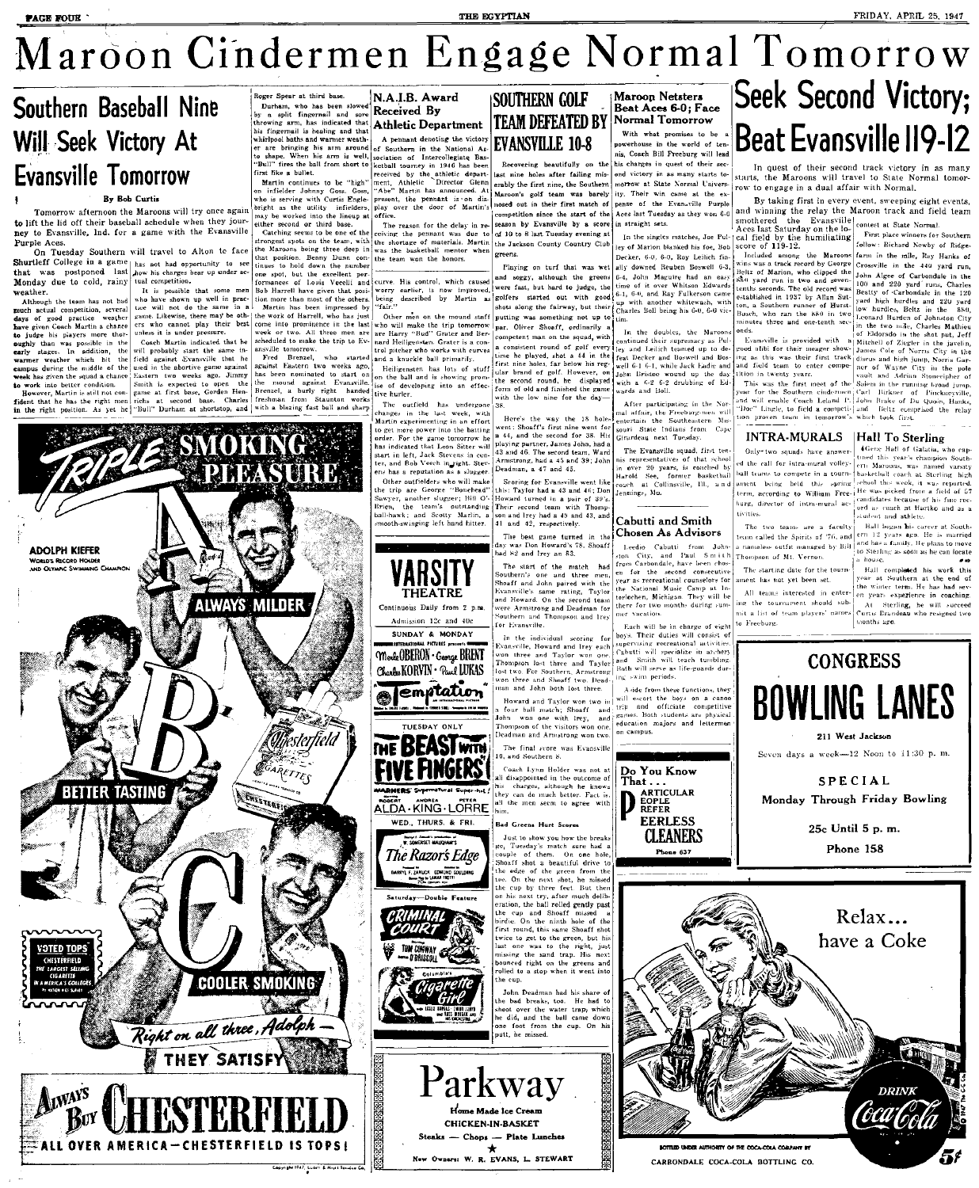# Maroon Cindermen Engage Normal Tomorrow

## Southern Baseball Nine Will Seek Victory At Evansville Tomorrow

**By Bob Curtis**

Tomorrow afternoon the Maroons will try once again to lift the lid off their baseball schedule when they journey to Evansville, Ind. for a game with the Evansville Purple Aces.

On Tuesday Southern will travel to Alton to face Shurtleff College in a game that was postponed last Monday due to cold, rainy weather.

Although the team has not had much actual competition, several days of good practice weather have given Coach Martin a chance to judge his players more thoroughly than was possible in the early stages. In addition, the warmer weather which hit the campus during the middle of the week has given the squad a chance to work into better condition.

However, Martin is still not confident that he has the right men in the right position. As yet he has not had opportunity to see how his charges bear up under actual competition.

It is possible that some men who have shown up well in practice will not do the same in a game. Likewise, there may be others who cannot play their best unless it is under pressure.

Coach Martin indicated that he will probably start the same infield against Evansville that he used in the abortive game against Eastern two weeks ago. Jimmy Smith is expected to open the game at first base, Gorden Henrichs at second base. Charles "Bull" Durham at shortstop, and Roger Spear at third base.

Durham, who has been slowed by a split fingernail and sore throwing arm, has indicated that his fingernail is healing and that whirlpool baths and warmer weather are bringing his arm around to shape. When his arm is well, "Bull" fires the ball from short to first like a bullet.

Martin continues to be "high" on infielder Johnny Goss. Goss, who is serving with Curtis Englebright as the utility infielders, may be worked into the lineup at either second or third base.

Catching seems to be one of the strongest spots on the team, with the Maroons being three deep in that position. Benny Dunn continues to hold down the number one spot, but the excellent performances of Louis Vecelli and Bob Harrell have given that position more than most of the others.

Martin has been impressed by the work of Harrell, who has just come into prominence in the last week or two. All three men are scheduled to make the trip to Evansville tomorrow.

Fred Brenzel, who started against Eastern two weeks ago, has been nominated to start on the mound against Evansville. Brenzel, a burly right handed freshman from Staunton works with a blazing fast ball and sharp curve. His control, which caused worry earlier, is now improved, being described by Martin as "fair."

Other men on the mound staff who will make the trip tomorrow are Harry "Bud" Grater and Bernard Heiligensten. Grater is a control pitcher who works with curves and a knuckle ball primarily.

Heiligensten has lots of stuff on the ball and is showing promise of developing into an effective hurler.

The outfield has undergone changes in the last week, with Martin experimenting in an effort to get more power into the batting order. For the game tomorrow he has indicated that Leon Sitter will start in left, Jack Stevens in center, and Bob Veech in right. Stevens has a reputation as a slugger.

Other outfielders who will make the trip are George "Bonehead" Sawyer, another slugger; Bill O'Brien, the team's outstanding ball-hawk; and Scotty Marlin, a smooth-swinging left hand hitter.

## N.A.I.B. Award Received By Athletic Department

A pennant denoting the victory of Southern in the National Association of Intercollegiate Basketball tourney in 1946 has been received by the athletic department, Athletic Director Glenn "Abe" Martin has announced. At present, the pennant is on display over the door of Martin's office.

The reason for the delay in receiving the pennant was due to the shortage of materials. Martin was the basketball mentor when the team won the honors.

## SOUTHERN GOLF TEAM DEFEATED BY EVANSVILLE 10-8

Recovering beautifully on the last nine holes after failing miserably the first nine, the Southern Maroon's golf team was barely nosed out in their first match of competition since the start of the season by Evansville by a score of 10 to 8 last Tuesday evening at the Jackson County Country Club greens.

Playing on turf that was wet and soggy, although the greens were fast, but hard to judge, the golfers started out with good shots along the fairway, but their putting was something not up to par. Oliver Shoaff, ordinarily a competent man on the squad, with a consistent round of golf every time he played, shot a 44 in the first nine holes, far below his regular brand of golf. However, on the second round, he displayed form of old and finished the game with the low nine for the day—38.

Here's the way the 18 holes went: Shoaff's first nine went for a 44, and the second for 38. His playing partner, James John, had a 43 and 46. The second team, Ward Armstrong, had a 45 and 39; John Deadman, a 47 and 45.

Scoring for Evansville went like this: Taylor had a 43 and 46; Don Howard turned in a pair of 39's. Their second team with Thompson and Irey had a 49 and 43, and 41 and 42, respectively.

The best game turned in the day was Don Howard's 78. Shoaff had 82 and Irey an 83.

The start of the match had Southern's one and three men, Shoaff and John paired with the Evansville's same rating, Taylor and Howard. On the second team were Armstrong and Deadman for Southern and Thompson and Irey for Evansville.

In the individual scoring for Evansville, Howard and Irey each won three and Taylor won one. Thompson lost three and Taylor lost two. For Southern, Armstrong won three and Shoaff two. Deadman and John both lost three.

Howard and Taylor won two in a four ball match; Shoaff and John won one with Irey, and Thompson of the visitors won one. Deadman and Armstrong won two.

The final score was Evansville 10, and Southern 8.

Coach Lynn Holder was not at all disappointed in the outcome of his charges, although he knows they can do much better. Fact is, all the men seem to agree with him.

### Bad Greens Hurt Scores

Just to show you how the breaks go, Tuesday's match sure had a couple of them. On one hole, Shoaff shot a beautiful drive to the edge of the green from the tee. On the next shot, he missed the cup by three feet. But then on his next try, after much deliberation, the ball rolled gently past the cup and Shoaff missed a birdie. On the ninth hole of the first round, this same Shoaff shot twice to get to the green, but his last one was to the right, just missing the sand trap. His next bounced right on the greens and rolled to a stop when it went into the cup.

John Deadman had his share of the bad breaks, too. He had to shoot over the water trap, which he did, and the ball came down one foot from the cup. On his putt, he missed.

## Maroon Netsters Beat Aces 6-0; Face Normal Tomorrow

With what promises to be a powerhouse in the world of tennis, Coach Bill Freeburg will lead his charges in quest of their second victory in as many starts tomorrow at State Normal University. Their win came at the expense of the Evansville Purple Aces last Tuesday as they won 6-0 in straight sets.

In the singles matches, Joe Pulley of Marion blanked his foe, Bob Decker, 6-0, 6-0, Roy Leilich finally downed Reuben Boswell 6-3, 6-4, John Maguire had an easy time of it over Whitson Edwards 6-1, 6-0, and Ray Fulkerson came up with another whitewash, with Charles Bell being his 6-0, 6-0 victim.

In the doubles, the Maroons continued their supremacy as Pulley and Leilich teamed up to defeat Decker and Boswell and Boswell 6-1 6-1, while Jack Eadie and John Bristow wound up the day with a 6-2 6-2 drubbing of Edwards and Bell.

After participating in the Normal affair, the Freeburg-men will entertain the Southeastern Missouri State Indians from Cape Girardeau next Tuesday.

The Evansville squad, first tennis representatives of that school in over 20 years, is coached by Harold See, former basketball coach at Collinsville, Ill., and Jennings, Mo.

## Cabutti and Smith Chosen As Advisors

Leedio Cabutti from Johnston City, and Paul Smith from Carbondale, have been chosen for the second consecutive year as recreational counselors for the National Music Camp at Interlochen, Michigan. They will be there for two months during summer vacation.

Each will be in charge of eight boys. Their duties will consist of supervising recreational activities. Cabutti will specialize in archery and Smith will teach tumbling. Both will serve as life-guards during swim periods.

Aside from these functions, they will escort the boys on a canoe trip and officiate competitive games. Both students are physical education majors and lettermen on campus.

## Seek Second Victory; Beat Evansville 119-12

In quest of their second track victory in as many starts, the Maroons will travel to State Normal tomorrow to engage in a dual affair with Normal.

By taking first in every event, sweeping eight events, and winning the relay the Maroon track and field team smothered the Evansville Aces last Saturday on the local field by the humiliating score of 119-12.

Included among the Maroons wins was a track record by George Beltz of Marion, who clipped the 880 yard run in two and seven-tenths seconds. The old record was established in 1937 by Allan Sutton, a Southern runner of Hurst-Busch, who ran the 880 in two minutes three and one-tenth seconds.

Evansville is provided with a good alibi for their meager showing as this was their first track and field team to enter competition in twenty years.

This was the first meet of the year for the Southern cindermen and will enable Coach Leland P. "Doc" Lingle, to field a competition proven team in tomorrow's contest at State Normal.

First place winners for Southern follow: Richard Newby of Ridgefarm in the mile, Ray Hanks of Crossville in the 440 yard run, John Algee of Carbondale in the 100 and 220 yard runs, Charles Beatty of Carbondale in the 120 yard high hurdles and 220 yard low hurdles, Beltz in the 880, Leonard Burden of Johnston City in the two mile, Charles Mathieu of Eldorado in the shot put, Jeff Mitchell of Ziegler in the javelin, James Cole of Norris City in the discus and high jump, Norris Garner of Wayne City in the pole vault and Adrian Stonecipher of Salem in the running broad jump. Carl Birkner of Pinckneyville, John Brake of Du Quoin, Hanks, and Beltz comprised the relay which took first.

## INTRA-MURALS

Only two squads have answered the call for intra-mural volleyball teams to compete in a tournament being held this spring term, according to William Freeburg, director of intra-mural activities.

The two teams are a faculty team called the Spirits of '76, and a nameless outfit managed by Bill Thompson of Mt. Vernon.

The starting date for the tournament has not yet been set.

All teams interested in entering the tournament should submit a list of team players' names to Freeburg.

## Hall To Sterling

Gene Hall of Galatia, who captained this year's champion Southern Maroons, was named varsity basketball coach at Sterling high school this week, it was reported. He was picked from a field of 57 candidates because of his fine record as coach at Harrisburg and as a student and athlete.

Hall began his career at Southern 12 years ago. He is married and has a family. He plans to move to Sterling as soon as he can locate a house.

Hall completed his work this year at Southern at the end of the winter term. He has had seven years experience in coaching.

At Sterling, he will succeed Curtis Brandeau who resigned two months ago.

---

TRIPLE SMOKING PLEASURE

ADOLPH KIEFER
WORLD'S RECORD HOLDER AND OLYMPIC SWIMMING CHAMPION

A — ALWAYS MILDER
B — BETTER TASTING
C — COOLER SMOKING

VOTED TOPS — CHESTERFIELD THE LARGEST SELLING CIGARETTE IN AMERICA'S COLLEGES

Right on all three, Adolph — THEY SATISFY

ALWAYS BUY CHESTERFIELD

ALL OVER AMERICA—CHESTERFIELD IS TOPS!

---

VARSITY THEATRE

Continuous Daily from 2 p.m.

Admission 12c and 40c

SUNDAY & MONDAY

Merle OBERON · George BRENT · Charles KORVIN · Paul LUKAS

Temptation

TUESDAY ONLY

THE BEAST WITH FIVE FINGERS

ROBERT ALDA · ANDREA KING · PETER LORRE

WED., THURS. & FRI.

W. Somerset Maugham's The Razor's Edge

Saturday—Double Feature

CRIMINAL COURT — TOM CONWAY · MARTHA O'DRISCOLL

Columbia's Cigarette Girl

---

Parkway

Home Made Ice Cream

CHICKEN-IN-BASKET

Steaks — Chops — Plate Lunches

New Owners: W. R. EVANS, L. STEWART

---

Do You Know That...

Particular People Prefer Peerless Cleaners

Phone 637

---

CONGRESS BOWLING LANES

211 West Jackson

Seven days a week—12 Noon to 11:30 p.m.

SPECIAL

Monday Through Friday Bowling

25c Until 5 p.m.

Phone 158

---

Relax... have a Coke

DRINK Coca-Cola 5¢

BOTTLED UNDER AUTHORITY OF THE COCA-COLA COMPANY BY

CARBONDALE COCA-COLA BOTTLING CO.